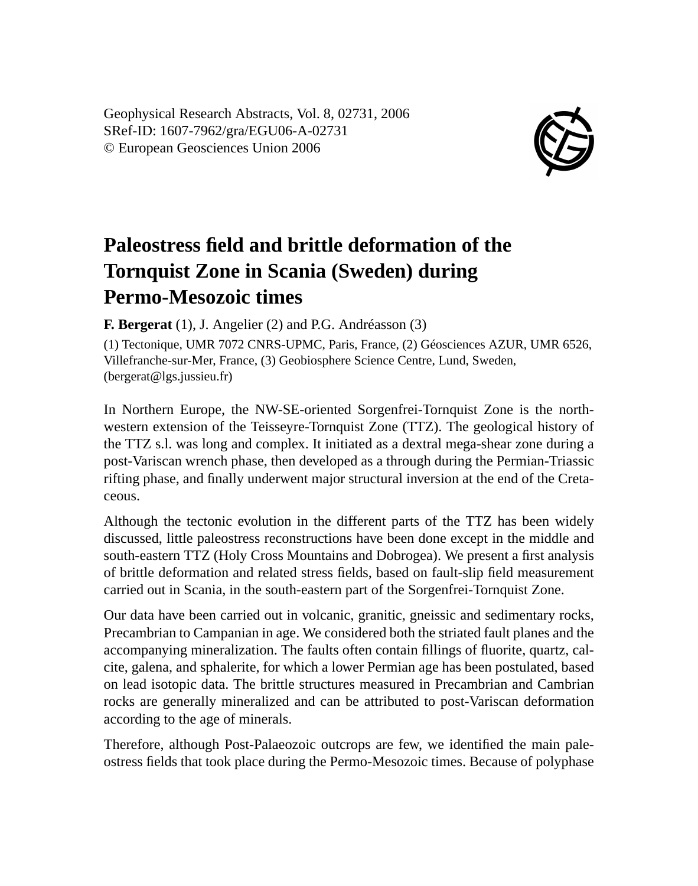# Paleostress field and brittle deformation of the Tornquist Zone in Scania (Sweden) during Permo-Mesozoic times

**F. Bergerat** (1), J. Angelier (2) and P.G. Andréasson (3)

(1) Tectonique, UMR 7072 CNRS-UPMC, Paris, France, (2) Géosciences AZUR, UMR 6526, Villefranche-sur-Mer, France, (3) Geobiosphere Science Centre, Lund, Sweden, (bergerat@lgs.jussieu.fr)

In Northern Europe, the NW-SE-oriented Sorgenfrei-Tornquist Zone is the north-western extension of the Teisseyre-Tornquist Zone (TTZ). The geological history of the TTZ s.l. was long and complex. It initiated as a dextral mega-shear zone during a post-Variscan wrench phase, then developed as a through during the Permian-Triassic rifting phase, and finally underwent major structural inversion at the end of the Cretaceous.

Although the tectonic evolution in the different parts of the TTZ has been widely discussed, little paleostress reconstructions have been done except in the middle and south-eastern TTZ (Holy Cross Mountains and Dobrogea). We present a first analysis of brittle deformation and related stress fields, based on fault-slip field measurement carried out in Scania, in the south-eastern part of the Sorgenfrei-Tornquist Zone.

Our data have been carried out in volcanic, granitic, gneissic and sedimentary rocks, Precambrian to Campanian in age. We considered both the striated fault planes and the accompanying mineralization. The faults often contain fillings of fluorite, quartz, calcite, galena, and sphalerite, for which a lower Permian age has been postulated, based on lead isotopic data. The brittle structures measured in Precambrian and Cambrian rocks are generally mineralized and can be attributed to post-Variscan deformation according to the age of minerals.

Therefore, although Post-Palaeozoic outcrops are few, we identified the main paleostress fields that took place during the Permo-Mesozoic times. Because of polyphase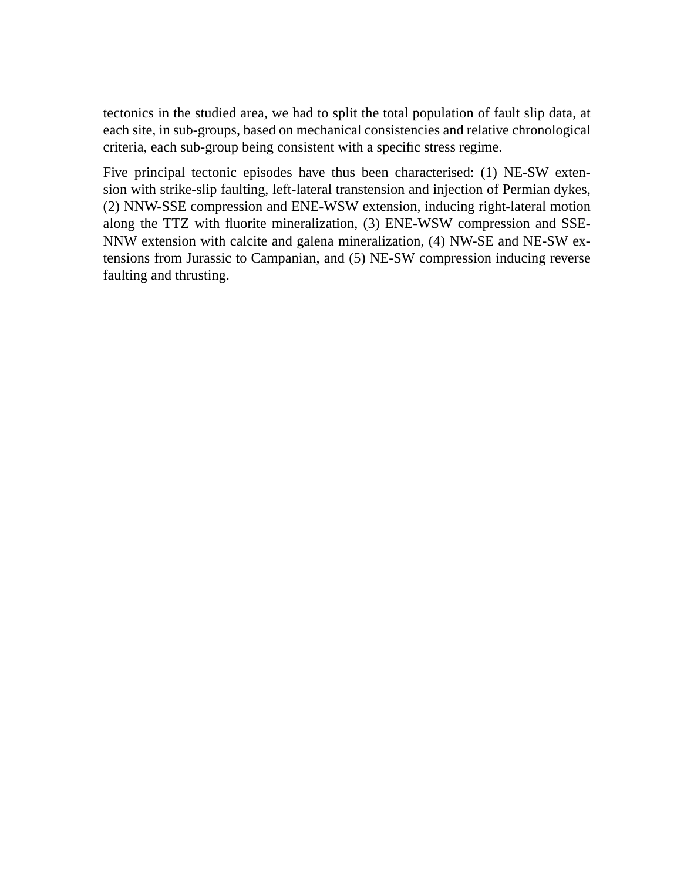tectonics in the studied area, we had to split the total population of fault slip data, at each site, in sub-groups, based on mechanical consistencies and relative chronological criteria, each sub-group being consistent with a specific stress regime.

Five principal tectonic episodes have thus been characterised: (1) NE-SW extension with strike-slip faulting, left-lateral transtension and injection of Permian dykes, (2) NNW-SSE compression and ENE-WSW extension, inducing right-lateral motion along the TTZ with fluorite mineralization, (3) ENE-WSW compression and SSE-NNW extension with calcite and galena mineralization, (4) NW-SE and NE-SW extensions from Jurassic to Campanian, and (5) NE-SW compression inducing reverse faulting and thrusting.